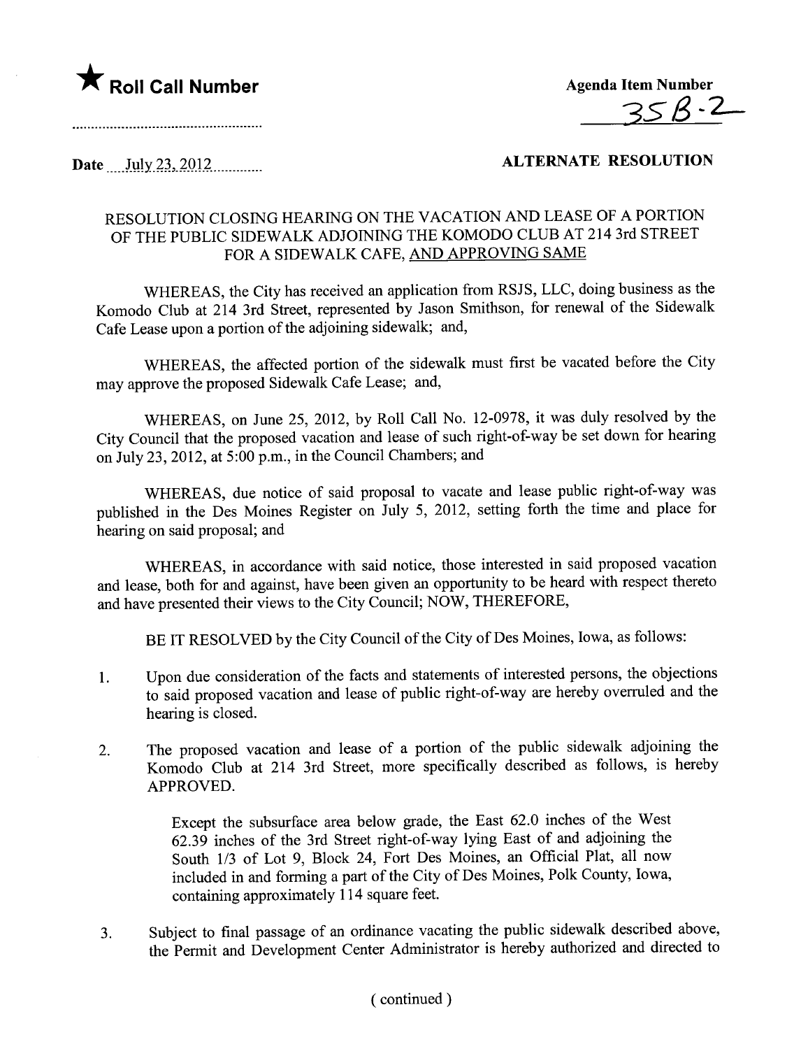★ **Roll Call Number**

.....................................................

**Agenda Item Number**

35B-2

Date July 23, 2012

**ALTERNATE RESOLUTION**

RESOLUTION CLOSING HEARING ON THE VACATION AND LEASE OF A PORTION OF THE PUBLIC SIDEWALK ADJOINING THE KOMODO CLUB AT 214 3rd STREET FOR A SIDEWALK CAFE, AND APPROVING SAME

WHEREAS, the City has received an application from RSJS, LLC, doing business as the Komodo Club at 214 3rd Street, represented by Jason Smithson, for renewal of the Sidewalk Cafe Lease upon a portion of the adjoining sidewalk; and,

WHEREAS, the affected portion of the sidewalk must first be vacated before the City may approve the proposed Sidewalk Cafe Lease; and,

WHEREAS, on June 25, 2012, by Roll Call No. 12-0978, it was duly resolved by the City Council that the proposed vacation and lease of such right-of-way be set down for hearing on July 23, 2012, at 5:00 p.m., in the Council Chambers; and

WHEREAS, due notice of said proposal to vacate and lease public right-of-way was published in the Des Moines Register on July 5, 2012, setting forth the time and place for hearing on said proposal; and

WHEREAS, in accordance with said notice, those interested in said proposed vacation and lease, both for and against, have been given an opportunity to be heard with respect thereto and have presented their views to the City Council; NOW, THEREFORE,

BE IT RESOLVED by the City Council of the City of Des Moines, Iowa, as follows:

1. Upon due consideration of the facts and statements of interested persons, the objections to said proposed vacation and lease of public right-of-way are hereby overruled and the hearing is closed.

2. The proposed vacation and lease of a portion of the public sidewalk adjoining the Komodo Club at 214 3rd Street, more specifically described as follows, is hereby APPROVED.

   Except the subsurface area below grade, the East 62.0 inches of the West 62.39 inches of the 3rd Street right-of-way lying East of and adjoining the South 1/3 of Lot 9, Block 24, Fort Des Moines, an Official Plat, all now included in and forming a part of the City of Des Moines, Polk County, Iowa, containing approximately 114 square feet.

3. Subject to final passage of an ordinance vacating the public sidewalk described above, the Permit and Development Center Administrator is hereby authorized and directed to

( continued )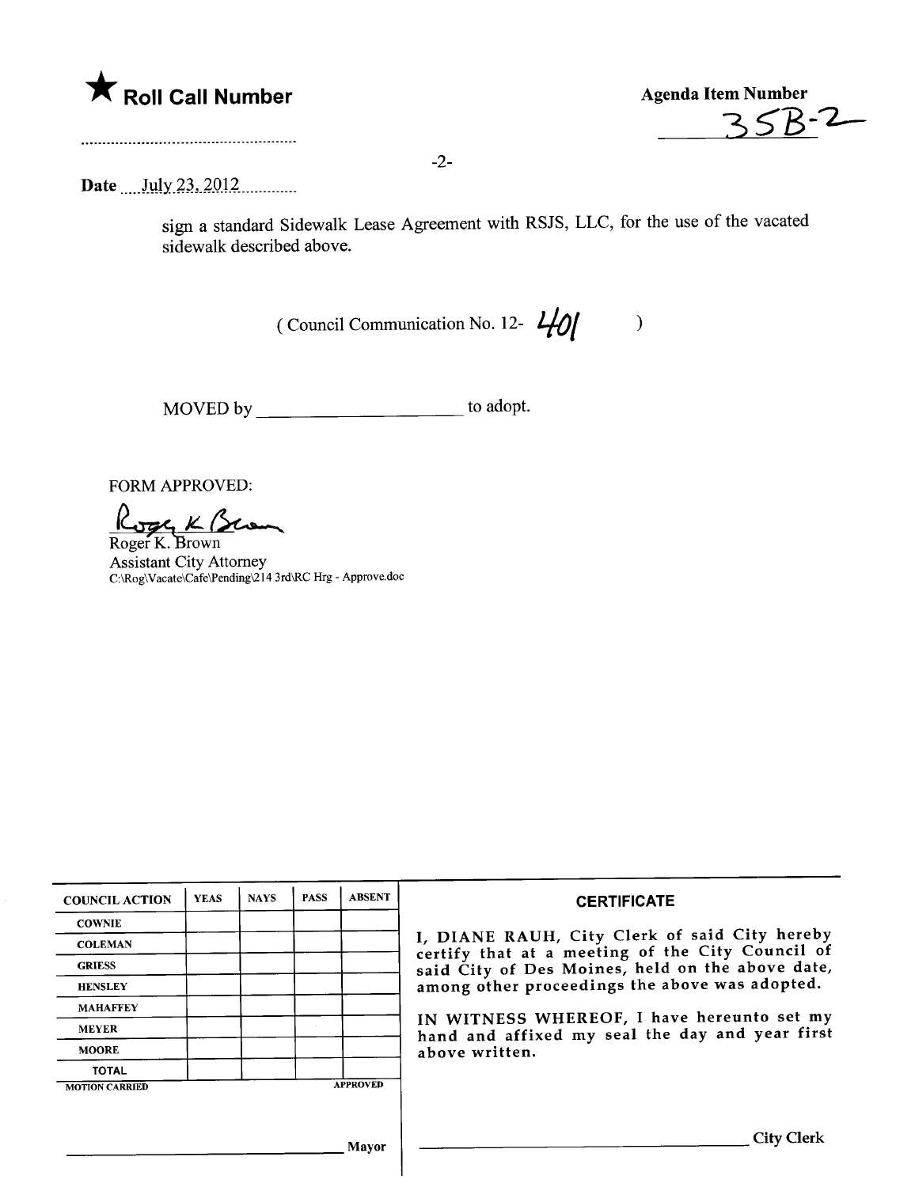★ **Roll Call Number**

**Agenda Item Number**
35B-2

..................................................

Date July 23, 2012

sign a standard Sidewalk Lease Agreement with RSJS, LLC, for the use of the vacated sidewalk described above.

( Council Communication No. 12- 401 )

MOVED by ______________________ to adopt.

FORM APPROVED:

Roger K. Brown
Assistant City Attorney
C:\Rog\Vacate\Cafe\Pending\214 3rd\RC Hrg - Approve.doc

| COUNCIL ACTION | YEAS | NAYS | PASS | ABSENT |
|---|---|---|---|---|
| COWNIE | | | | |
| COLEMAN | | | | |
| GRIESS | | | | |
| HENSLEY | | | | |
| MAHAFFEY | | | | |
| MEYER | | | | |
| MOORE | | | | |
| TOTAL | | | | |

MOTION CARRIED APPROVED

______________________________ Mayor

**CERTIFICATE**

I, DIANE RAUH, City Clerk of said City hereby certify that at a meeting of the City Council of said City of Des Moines, held on the above date, among other proceedings the above was adopted.

IN WITNESS WHEREOF, I have hereunto set my hand and affixed my seal the day and year first above written.

______________________________ City Clerk